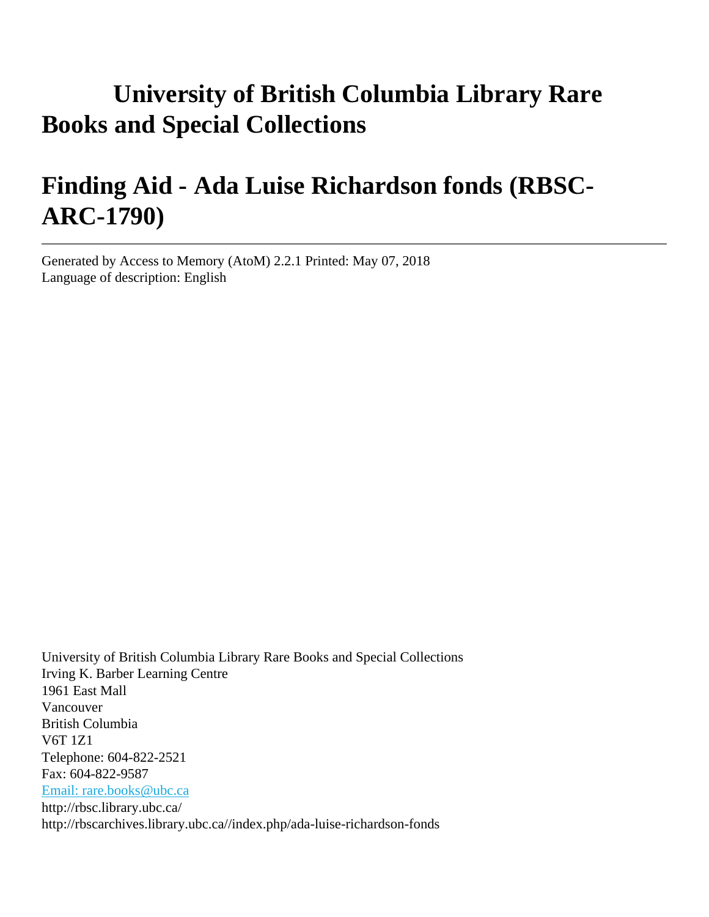# University of British Columbia Library Rare Books and Special Collections

# Finding Aid - Ada Luise Richardson fonds (RBSC-ARC-1790)

---

Generated by Access to Memory (AtoM) 2.2.1 Printed: May 07, 2018
Language of description: English

University of British Columbia Library Rare Books and Special Collections
Irving K. Barber Learning Centre
1961 East Mall
Vancouver
British Columbia
V6T 1Z1
Telephone: 604-822-2521
Fax: 604-822-9587
Email: rare.books@ubc.ca
http://rbsc.library.ubc.ca/
http://rbscarchives.library.ubc.ca//index.php/ada-luise-richardson-fonds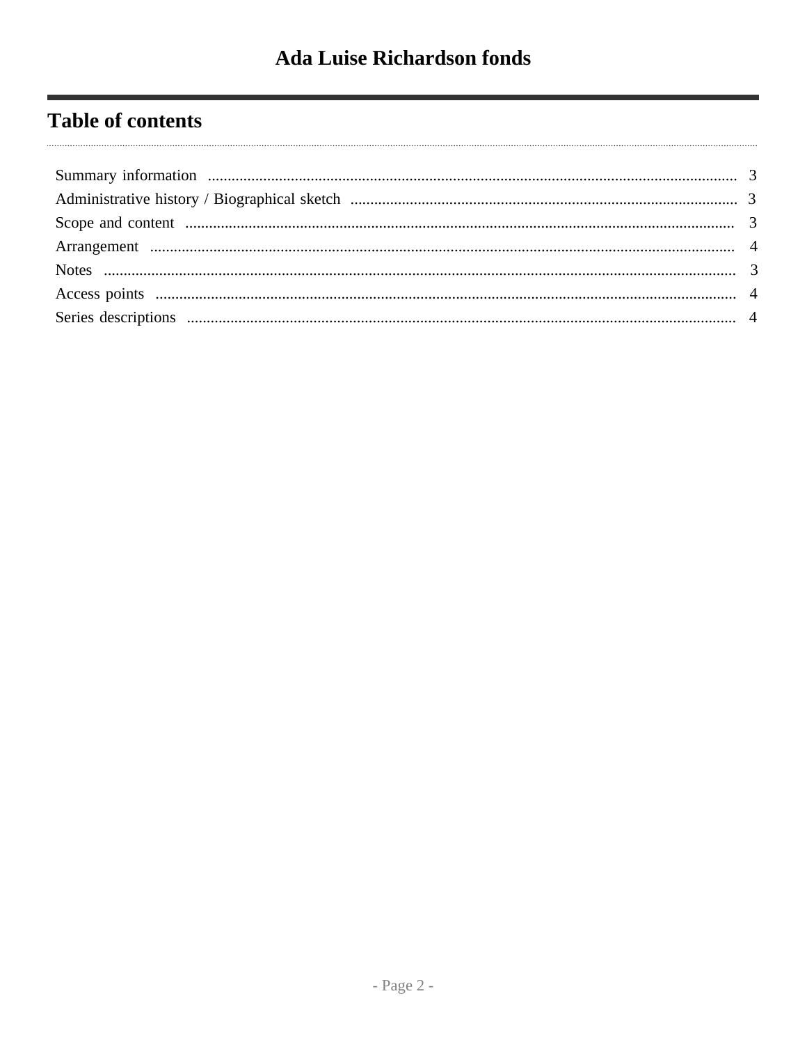# Ada Luise Richardson fonds

## Table of contents

- Summary information ........ 3
- Administrative history / Biographical sketch ........ 3
- Scope and content ........ 3
- Arrangement ........ 4
- Notes ........ 3
- Access points ........ 4
- Series descriptions ........ 4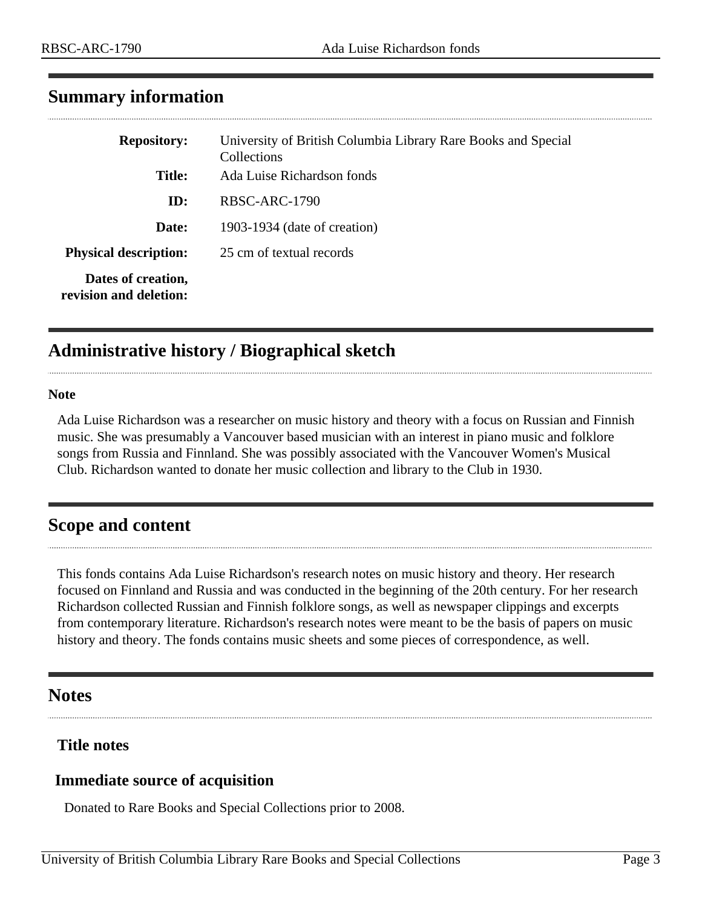## Summary information

| | |
|---|---|
| **Repository:** | University of British Columbia Library Rare Books and Special Collections |
| **Title:** | Ada Luise Richardson fonds |
| **ID:** | RBSC-ARC-1790 |
| **Date:** | 1903-1934 (date of creation) |
| **Physical description:** | 25 cm of textual records |
| **Dates of creation, revision and deletion:** | |

## Administrative history / Biographical sketch

**Note**

Ada Luise Richardson was a researcher on music history and theory with a focus on Russian and Finnish music. She was presumably a Vancouver based musician with an interest in piano music and folklore songs from Russia and Finnland. She was possibly associated with the Vancouver Women's Musical Club. Richardson wanted to donate her music collection and library to the Club in 1930.

## Scope and content

This fonds contains Ada Luise Richardson's research notes on music history and theory. Her research focused on Finnland and Russia and was conducted in the beginning of the 20th century. For her research Richardson collected Russian and Finnish folklore songs, as well as newspaper clippings and excerpts from contemporary literature. Richardson's research notes were meant to be the basis of papers on music history and theory. The fonds contains music sheets and some pieces of correspondence, as well.

## Notes

### Title notes

### Immediate source of acquisition

Donated to Rare Books and Special Collections prior to 2008.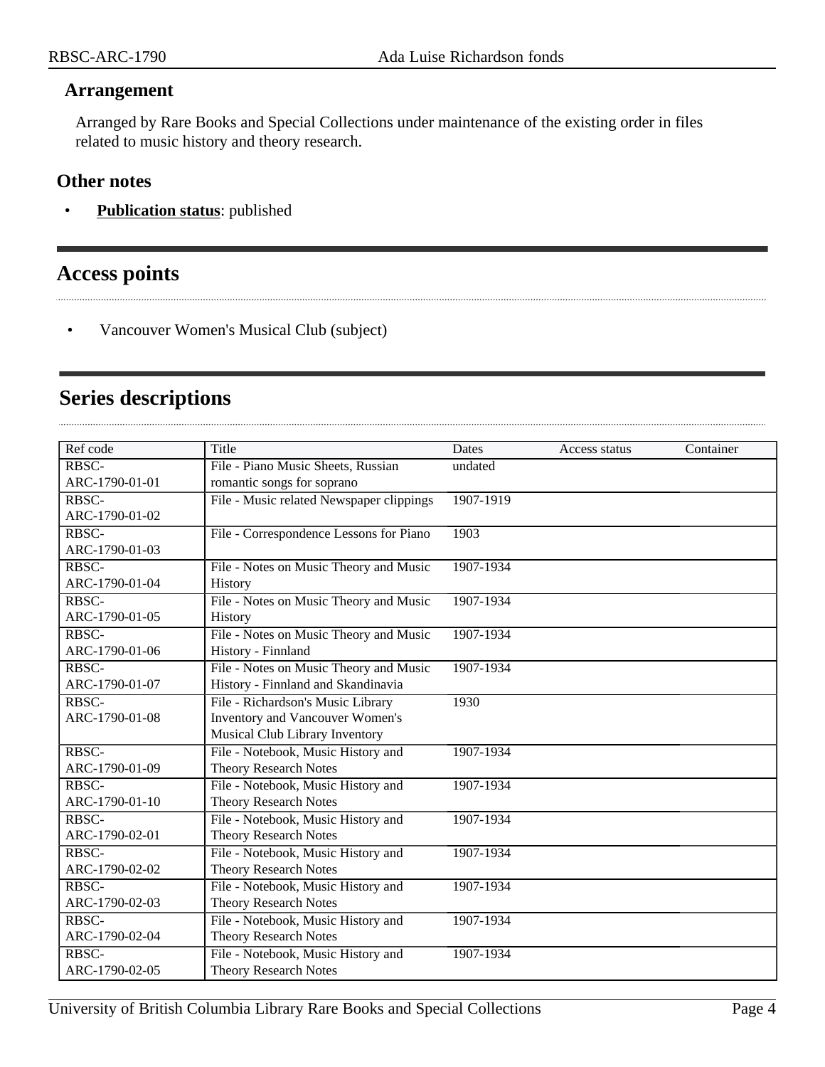### Arrangement

Arranged by Rare Books and Special Collections under maintenance of the existing order in files related to music history and theory research.

### Other notes

- **Publication status**: published

## Access points

- Vancouver Women's Musical Club (subject)

## Series descriptions

| Ref code | Title | Dates | Access status | Container |
|---|---|---|---|---|
| RBSC-ARC-1790-01-01 | File - Piano Music Sheets, Russian romantic songs for soprano | undated | | |
| RBSC-ARC-1790-01-02 | File - Music related Newspaper clippings | 1907-1919 | | |
| RBSC-ARC-1790-01-03 | File - Correspondence Lessons for Piano | 1903 | | |
| RBSC-ARC-1790-01-04 | File - Notes on Music Theory and Music History | 1907-1934 | | |
| RBSC-ARC-1790-01-05 | File - Notes on Music Theory and Music History | 1907-1934 | | |
| RBSC-ARC-1790-01-06 | File - Notes on Music Theory and Music History - Finnland | 1907-1934 | | |
| RBSC-ARC-1790-01-07 | File - Notes on Music Theory and Music History - Finnland and Skandinavia | 1907-1934 | | |
| RBSC-ARC-1790-01-08 | File - Richardson's Music Library Inventory and Vancouver Women's Musical Club Library Inventory | 1930 | | |
| RBSC-ARC-1790-01-09 | File - Notebook, Music History and Theory Research Notes | 1907-1934 | | |
| RBSC-ARC-1790-01-10 | File - Notebook, Music History and Theory Research Notes | 1907-1934 | | |
| RBSC-ARC-1790-02-01 | File - Notebook, Music History and Theory Research Notes | 1907-1934 | | |
| RBSC-ARC-1790-02-02 | File - Notebook, Music History and Theory Research Notes | 1907-1934 | | |
| RBSC-ARC-1790-02-03 | File - Notebook, Music History and Theory Research Notes | 1907-1934 | | |
| RBSC-ARC-1790-02-04 | File - Notebook, Music History and Theory Research Notes | 1907-1934 | | |
| RBSC-ARC-1790-02-05 | File - Notebook, Music History and Theory Research Notes | 1907-1934 | | |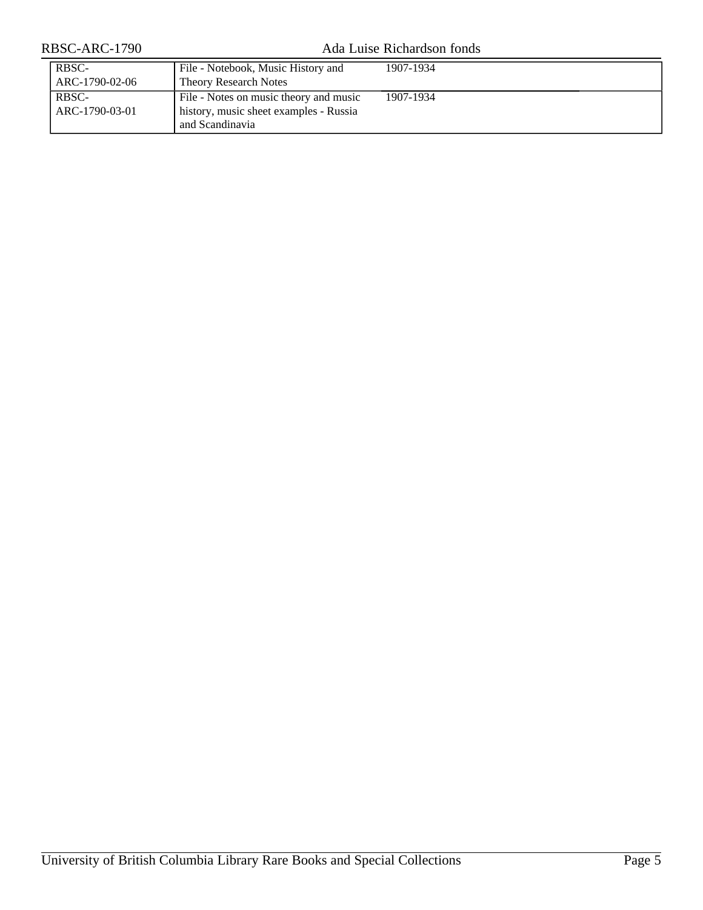| | | | |
|---|---|---|---|
| RBSC-ARC-1790-02-06 | File - Notebook, Music History and Theory Research Notes | 1907-1934 | |
| RBSC-ARC-1790-03-01 | File - Notes on music theory and music history, music sheet examples - Russia and Scandinavia | 1907-1934 | |